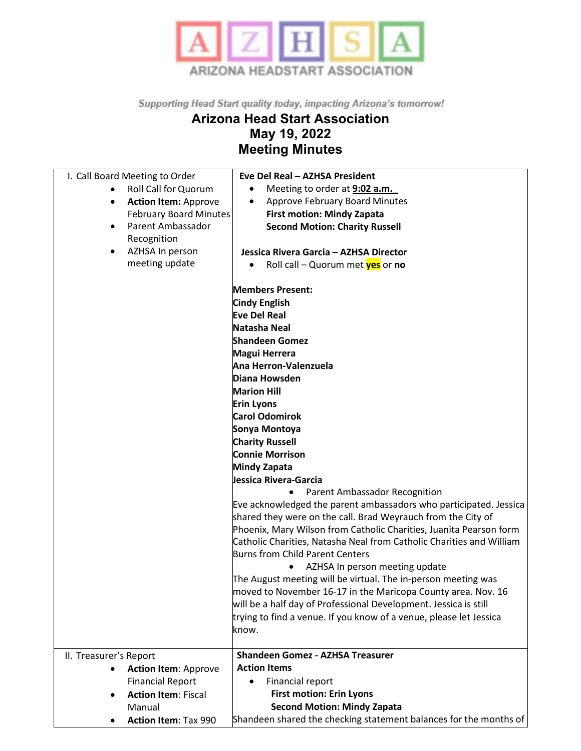ARIZONA HEADSTART ASSOCIATION

*Supporting Head Start quality today, impacting Arizona's tomorrow!*

# Arizona Head Start Association
## May 19, 2022
## Meeting Minutes

| I. Call Board Meeting to Order<br>• Roll Call for Quorum<br>• **Action Item:** Approve February Board Minutes<br>• Parent Ambassador Recognition<br>• AZHSA In person meeting update | **Eve Del Real – AZHSA President**<br>• Meeting to order at **9:02 a.m.\_**<br>• Approve February Board Minutes<br>**First motion: Mindy Zapata**<br>**Second Motion: Charity Russell**<br><br>**Jessica Rivera Garcia – AZHSA Director**<br>• Roll call – Quorum met **yes** or **no**<br><br>**Members Present:**<br>**Cindy English**<br>**Eve Del Real**<br>**Natasha Neal**<br>**Shandeen Gomez**<br>**Magui Herrera**<br>**Ana Herron-Valenzuela**<br>**Diana Howsden**<br>**Marion Hill**<br>**Erin Lyons**<br>**Carol Odomirok**<br>**Sonya Montoya**<br>**Charity Russell**<br>**Connie Morrison**<br>**Mindy Zapata**<br>**Jessica Rivera-Garcia**<br>• Parent Ambassador Recognition<br>Eve acknowledged the parent ambassadors who participated. Jessica shared they were on the call. Brad Weyrauch from the City of Phoenix, Mary Wilson from Catholic Charities, Juanita Pearson form Catholic Charities, Natasha Neal from Catholic Charities and William Burns from Child Parent Centers<br>• AZHSA In person meeting update<br>The August meeting will be virtual. The in-person meeting was moved to November 16-17 in the Maricopa County area. Nov. 16 will be a half day of Professional Development. Jessica is still trying to find a venue. If you know of a venue, please let Jessica know. |
|---|---|
| II. Treasurer's Report<br>• **Action Item**: Approve Financial Report<br>• **Action Item**: Fiscal Manual<br>• **Action Item**: Tax 990 | **Shandeen Gomez - AZHSA Treasurer**<br>**Action Items**<br>• Financial report<br>**First motion: Erin Lyons**<br>**Second Motion: Mindy Zapata**<br>Shandeen shared the checking statement balances for the months of |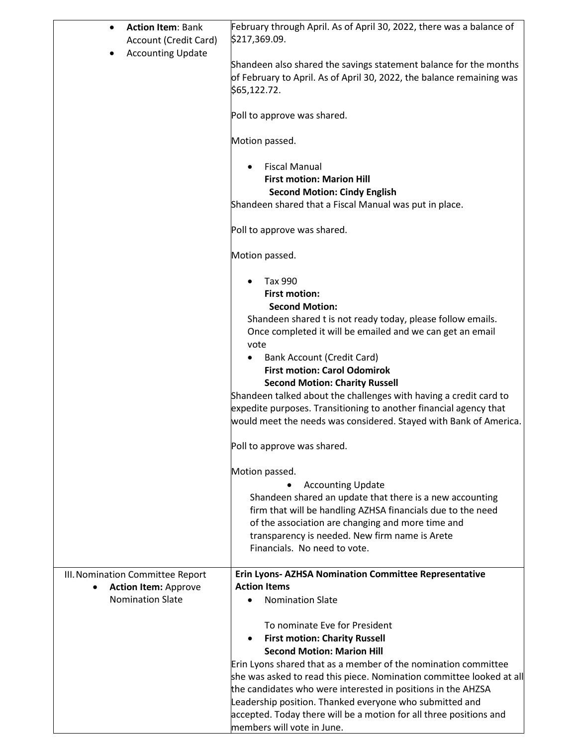| | |
|---|---|
| • **Action Item**: Bank Account (Credit Card)<br>• Accounting Update | February through April. As of April 30, 2022, there was a balance of $217,369.09.<br><br>Shandeen also shared the savings statement balance for the months of February to April. As of April 30, 2022, the balance remaining was $65,122.72.<br><br>Poll to approve was shared.<br><br>Motion passed.<br><br>• Fiscal Manual<br>**First motion: Marion Hill**<br>**Second Motion: Cindy English**<br>Shandeen shared that a Fiscal Manual was put in place.<br><br>Poll to approve was shared.<br><br>Motion passed.<br><br>• Tax 990<br>**First motion:**<br>**Second Motion:**<br>Shandeen shared t is not ready today, please follow emails. Once completed it will be emailed and we can get an email vote<br>• Bank Account (Credit Card)<br>**First motion: Carol Odomirok**<br>**Second Motion: Charity Russell**<br>Shandeen talked about the challenges with having a credit card to expedite purposes. Transitioning to another financial agency that would meet the needs was considered. Stayed with Bank of America.<br><br>Poll to approve was shared.<br><br>Motion passed.<br>• Accounting Update<br>Shandeen shared an update that there is a new accounting firm that will be handling AZHSA financials due to the need of the association are changing and more time and transparency is needed. New firm name is Arete Financials. No need to vote. |
| III. Nomination Committee Report<br>• **Action Item:** Approve Nomination Slate | **Erin Lyons- AZHSA Nomination Committee Representative**<br>**Action Items**<br>• Nomination Slate<br><br>To nominate Eve for President<br>• **First motion: Charity Russell**<br>**Second Motion: Marion Hill**<br>Erin Lyons shared that as a member of the nomination committee she was asked to read this piece. Nomination committee looked at all the candidates who were interested in positions in the AHZSA Leadership position. Thanked everyone who submitted and accepted. Today there will be a motion for all three positions and members will vote in June. |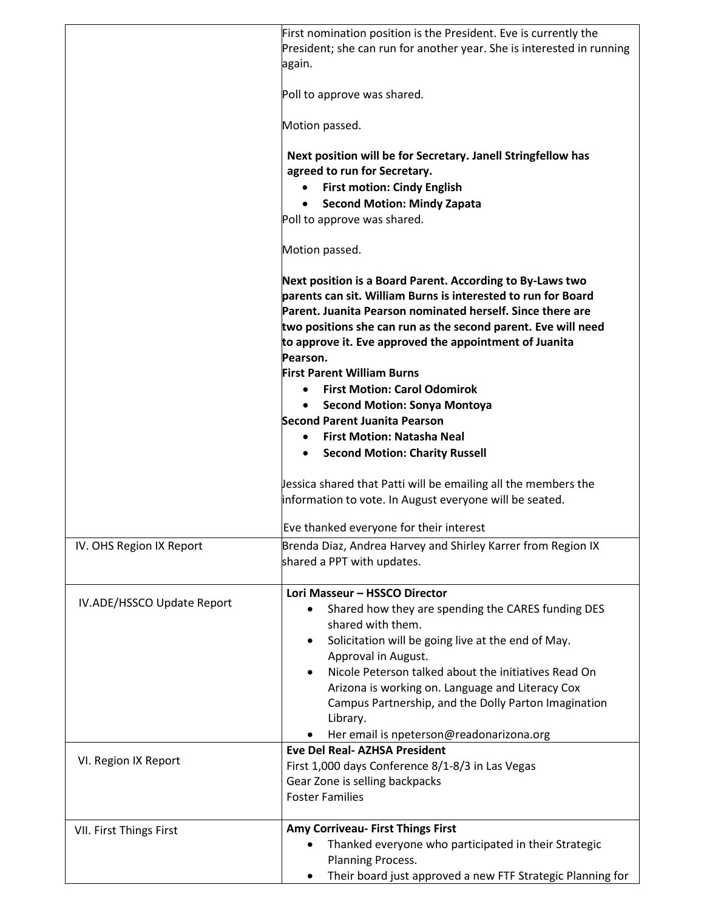| | |
|---|---|
| | First nomination position is the President. Eve is currently the President; she can run for another year. She is interested in running again.<br><br>Poll to approve was shared.<br><br>Motion passed.<br><br>**Next position will be for Secretary. Janell Stringfellow has agreed to run for Secretary.**<br>• **First motion: Cindy English**<br>• **Second Motion: Mindy Zapata**<br>Poll to approve was shared.<br><br>Motion passed.<br><br>**Next position is a Board Parent. According to By-Laws two parents can sit. William Burns is interested to run for Board Parent. Juanita Pearson nominated herself. Since there are two positions she can run as the second parent. Eve will need to approve it. Eve approved the appointment of Juanita Pearson.**<br>**First Parent William Burns**<br>• **First Motion: Carol Odomirok**<br>• **Second Motion: Sonya Montoya**<br>**Second Parent Juanita Pearson**<br>• **First Motion: Natasha Neal**<br>• **Second Motion: Charity Russell**<br><br>Jessica shared that Patti will be emailing all the members the information to vote. In August everyone will be seated.<br><br>Eve thanked everyone for their interest |
| IV. OHS Region IX Report | Brenda Diaz, Andrea Harvey and Shirley Karrer from Region IX shared a PPT with updates. |
| IV.ADE/HSSCO Update Report | **Lori Masseur – HSSCO Director**<br>• Shared how they are spending the CARES funding DES shared with them.<br>• Solicitation will be going live at the end of May. Approval in August.<br>• Nicole Peterson talked about the initiatives Read On Arizona is working on. Language and Literacy Cox Campus Partnership, and the Dolly Parton Imagination Library.<br>• Her email is npeterson@readonarizona.org |
| VI. Region IX Report | **Eve Del Real- AZHSA President**<br>First 1,000 days Conference 8/1-8/3 in Las Vegas<br>Gear Zone is selling backpacks<br>Foster Families |
| VII. First Things First | **Amy Corriveau- First Things First**<br>• Thanked everyone who participated in their Strategic Planning Process.<br>• Their board just approved a new FTF Strategic Planning for |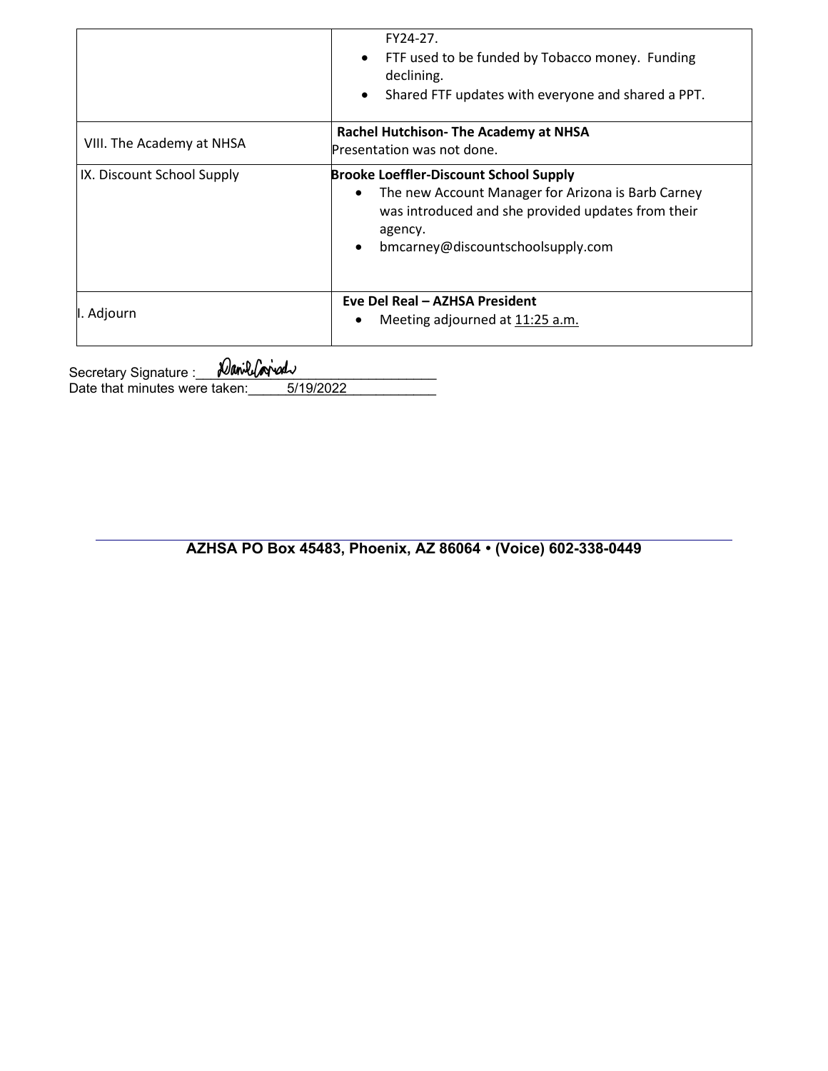| | |
|---|---|
| | FY24-27.<br>• FTF used to be funded by Tobacco money. Funding declining.<br>• Shared FTF updates with everyone and shared a PPT. |
| VIII. The Academy at NHSA | **Rachel Hutchison- The Academy at NHSA**<br>Presentation was not done. |
| IX. Discount School Supply | **Brooke Loeffler-Discount School Supply**<br>• The new Account Manager for Arizona is Barb Carney was introduced and she provided updates from their agency.<br>• bmcarney@discountschoolsupply.com |
| I. Adjourn | **Eve Del Real – AZHSA President**<br>• Meeting adjourned at 11:25 a.m. |

Secretary Signature : Daniel Conrad

Date that minutes were taken: 5/19/2022

**AZHSA PO Box 45483, Phoenix, AZ 86064 • (Voice) 602-338-0449**